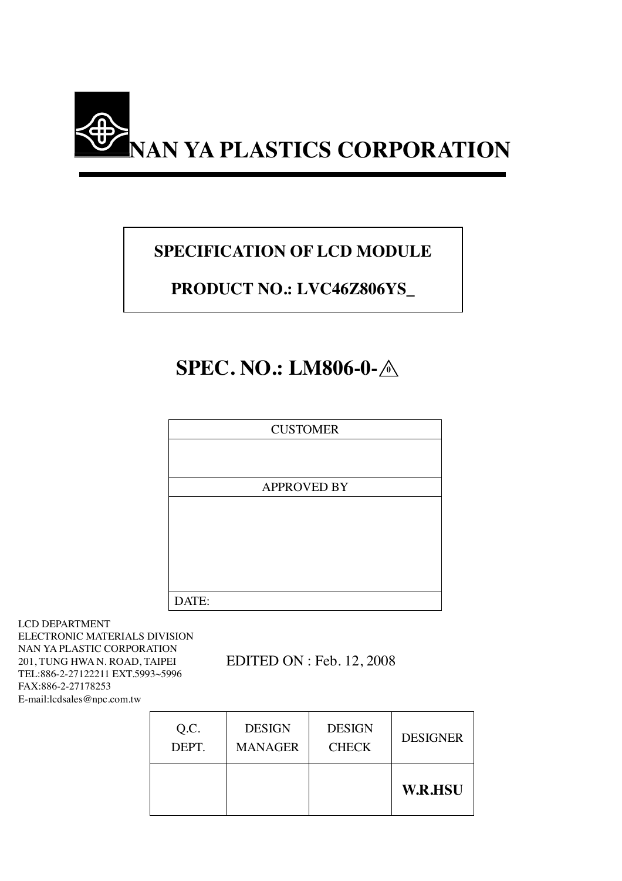# NAN YA PLASTICS CORPORATION

**SPECIFICATION OF LCD MODULE**

**PRODUCT NO.: LVC46Z806YS_**

## SPEC. NO.: LM806-0-⚠0

| CUSTOMER |
|---|
| |
| APPROVED BY |
| |
| DATE: |

LCD DEPARTMENT
ELECTRONIC MATERIALS DIVISION
NAN YA PLASTIC CORPORATION
201, TUNG HWA N. ROAD, TAIPEI
TEL:886-2-27122211 EXT.5993~5996
FAX:886-2-27178253
E-mail:lcdsales@npc.com.tw

EDITED ON : Feb. 12, 2008

| Q.C. DEPT. | DESIGN MANAGER | DESIGN CHECK | DESIGNER |
|---|---|---|---|
| | | | **W.R.HSU** |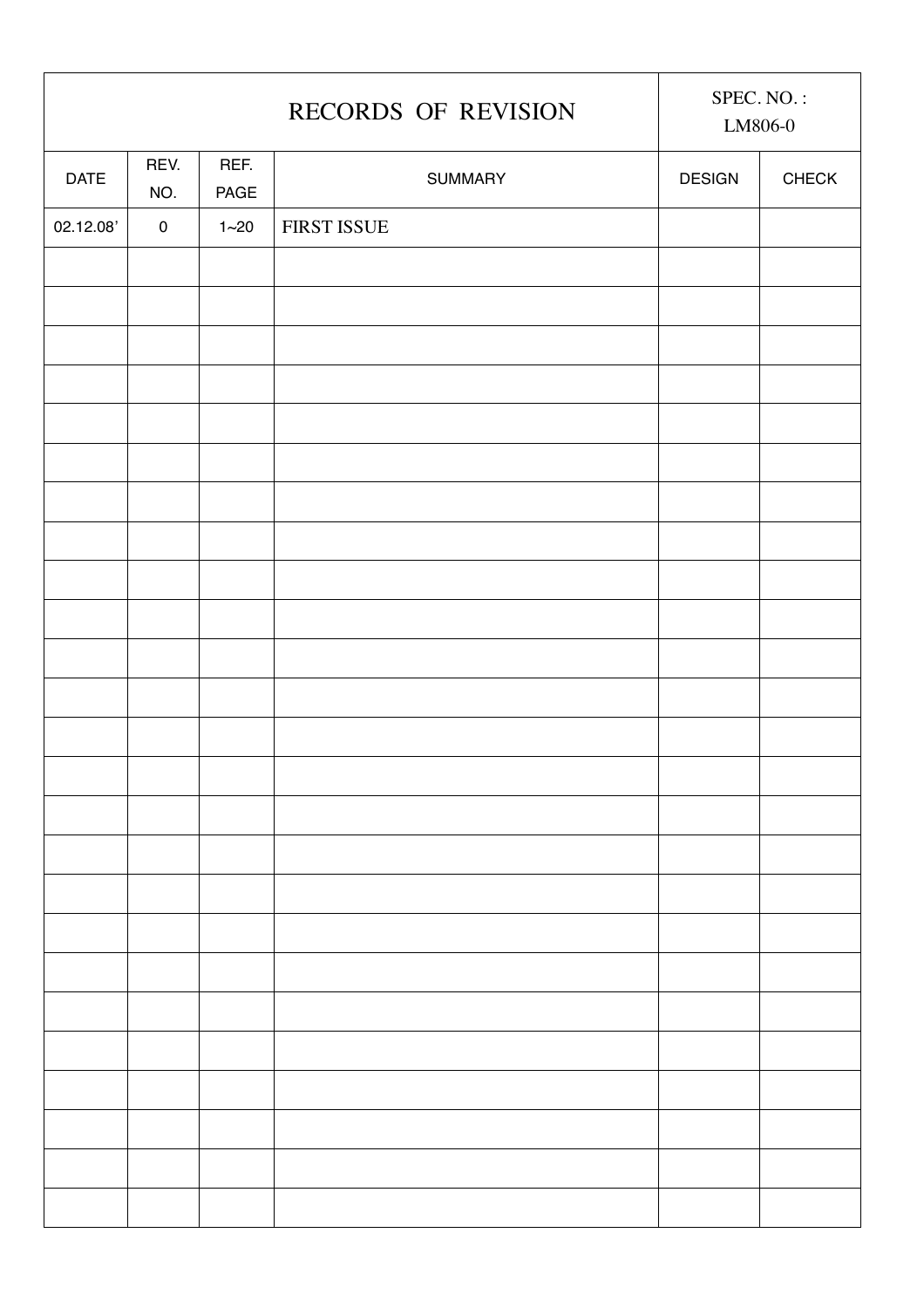# RECORDS OF REVISION

SPEC. NO. : LM806-0

| DATE | REV. NO. | REF. PAGE | SUMMARY | DESIGN | CHECK |
|---|---|---|---|---|---|
| 02.12.08’ | 0 | 1~20 | FIRST ISSUE | | |
| | | | | | |
| | | | | | |
| | | | | | |
| | | | | | |
| | | | | | |
| | | | | | |
| | | | | | |
| | | | | | |
| | | | | | |
| | | | | | |
| | | | | | |
| | | | | | |
| | | | | | |
| | | | | | |
| | | | | | |
| | | | | | |
| | | | | | |
| | | | | | |
| | | | | | |
| | | | | | |
| | | | | | |
| | | | | | |
| | | | | | |
| | | | | | |
| | | | | | |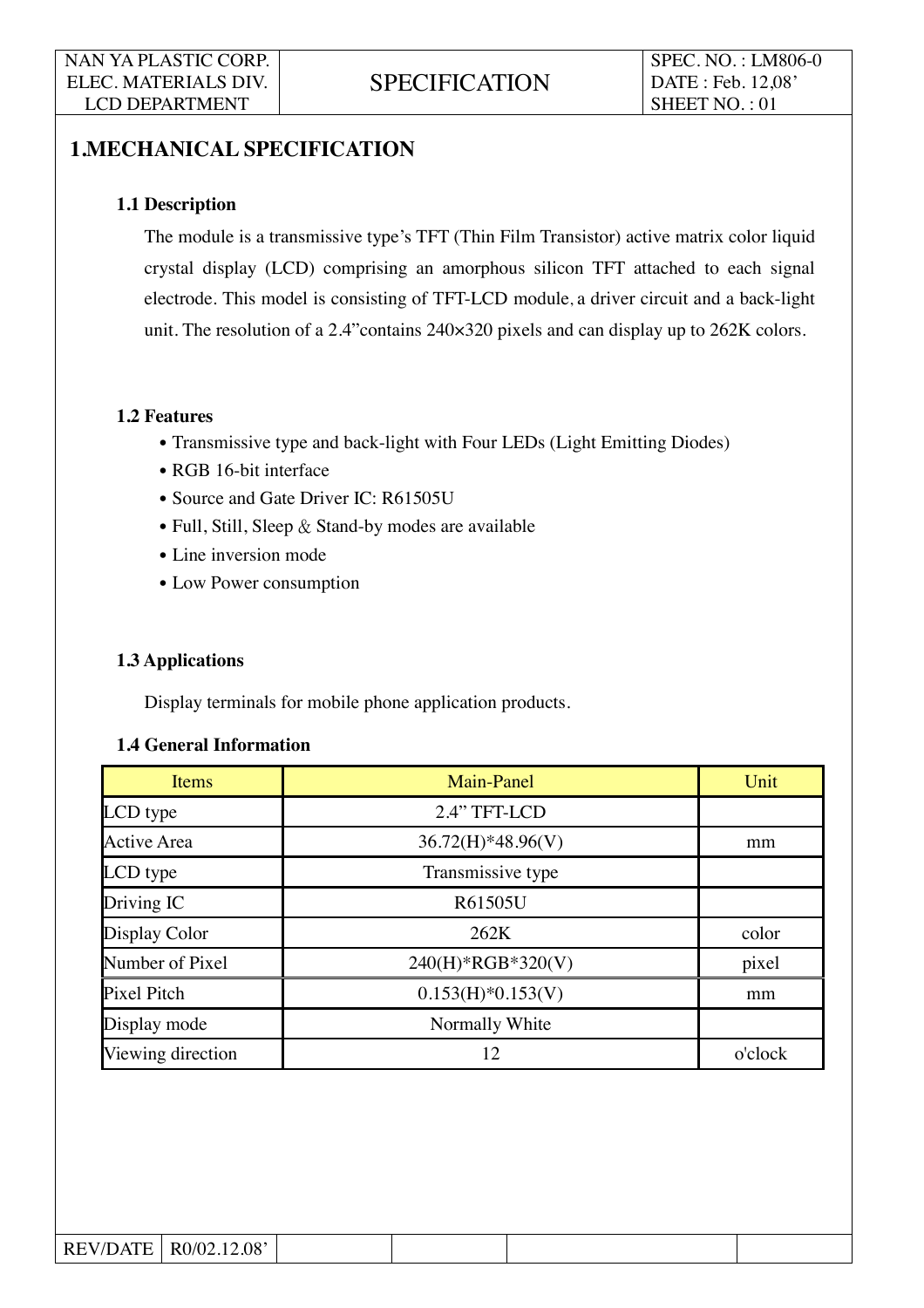# 1.MECHANICAL SPECIFICATION

## 1.1 Description

The module is a transmissive type's TFT (Thin Film Transistor) active matrix color liquid crystal display (LCD) comprising an amorphous silicon TFT attached to each signal electrode. This model is consisting of TFT-LCD module, a driver circuit and a back-light unit. The resolution of a 2.4"contains 240×320 pixels and can display up to 262K colors.

## 1.2 Features

- Transmissive type and back-light with Four LEDs (Light Emitting Diodes)
- RGB 16-bit interface
- Source and Gate Driver IC: R61505U
- Full, Still, Sleep & Stand-by modes are available
- Line inversion mode
- Low Power consumption

## 1.3 Applications

Display terminals for mobile phone application products.

## 1.4 General Information

| Items | Main-Panel | Unit |
|---|---|---|
| LCD type | 2.4" TFT-LCD | |
| Active Area | 36.72(H)*48.96(V) | mm |
| LCD type | Transmissive type | |
| Driving IC | R61505U | |
| Display Color | 262K | color |
| Number of Pixel | 240(H)*RGB*320(V) | pixel |
| Pixel Pitch | 0.153(H)*0.153(V) | mm |
| Display mode | Normally White | |
| Viewing direction | 12 | o'clock |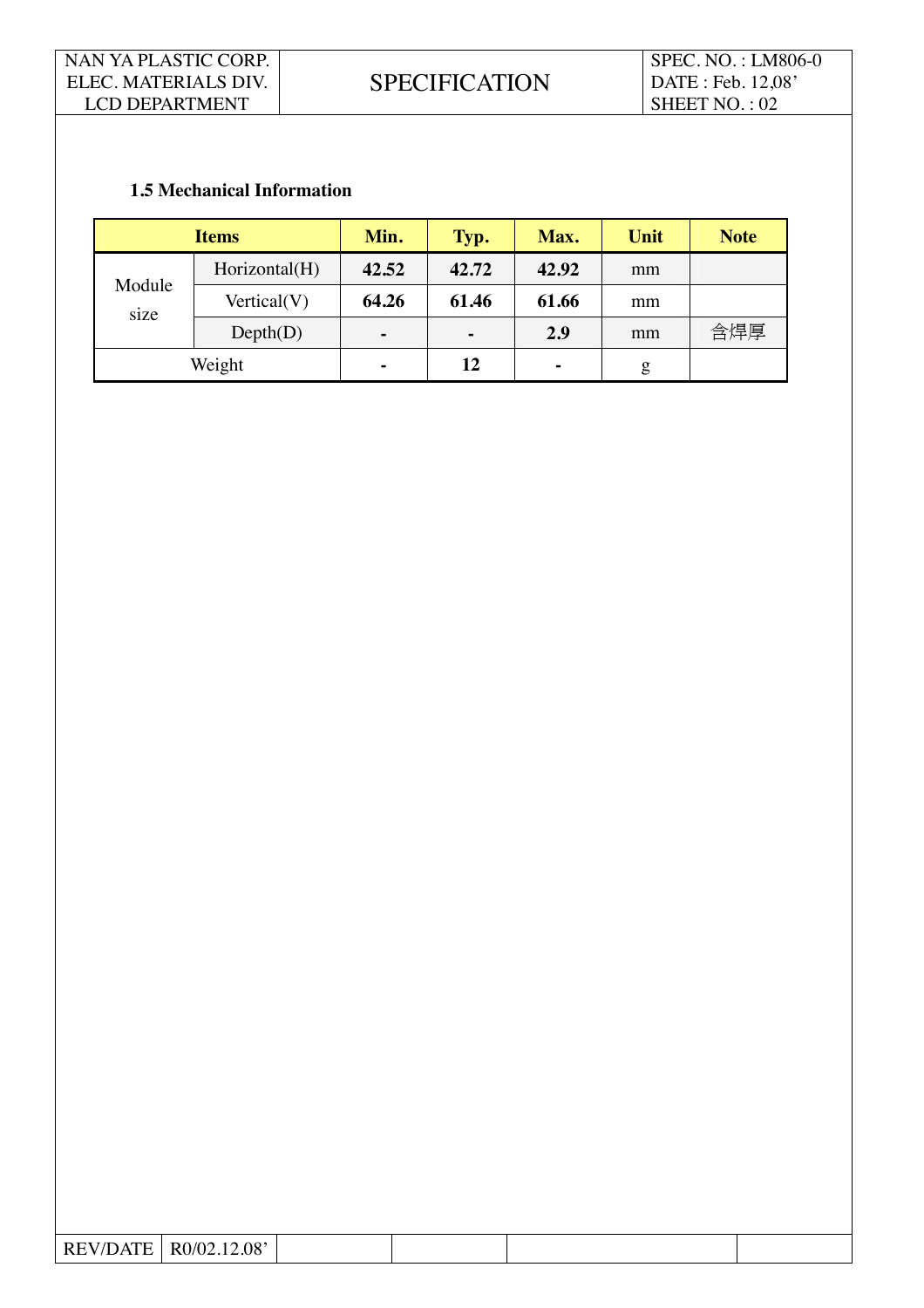### 1.5 Mechanical Information

| Items | | Min. | Typ. | Max. | Unit | Note |
|---|---|---|---|---|---|---|
| Module size | Horizontal(H) | **42.52** | **42.72** | **42.92** | mm | |
| | Vertical(V) | **64.26** | **61.46** | **61.66** | mm | |
| | Depth(D) | **-** | **-** | **2.9** | mm | 含焊厚 |
| Weight | | **-** | **12** | **-** | g | |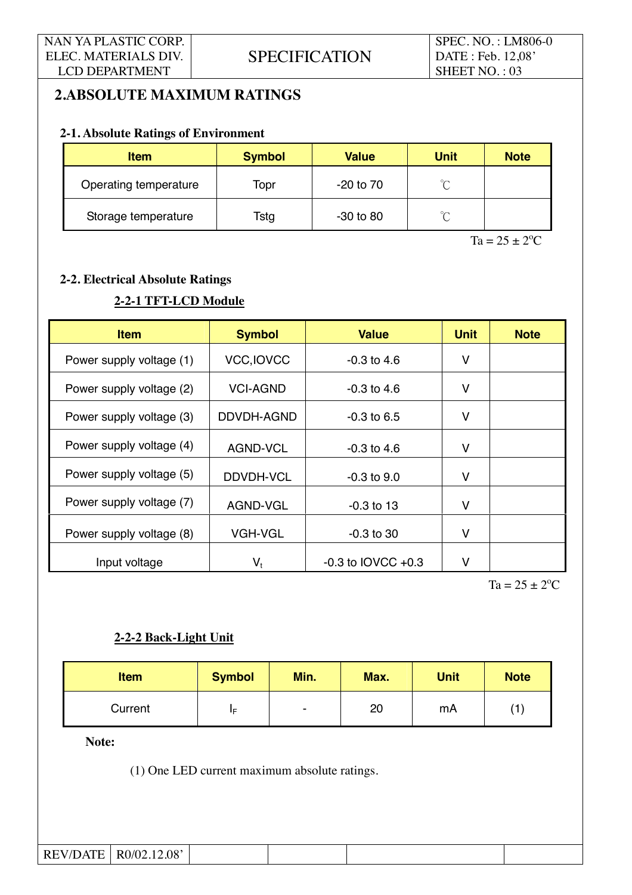## 2.ABSOLUTE MAXIMUM RATINGS

### 2-1. Absolute Ratings of Environment

| Item | Symbol | Value | Unit | Note |
|---|---|---|---|---|
| Operating temperature | Topr | -20 to 70 | ℃ | |
| Storage temperature | Tstg | -30 to 80 | ℃ | |

Ta = 25 ± 2$^{o}$C

### 2-2. Electrical Absolute Ratings

#### 2-2-1 TFT-LCD Module

| Item | Symbol | Value | Unit | Note |
|---|---|---|---|---|
| Power supply voltage (1) | VCC,IOVCC | -0.3 to 4.6 | V | |
| Power supply voltage (2) | VCI-AGND | -0.3 to 4.6 | V | |
| Power supply voltage (3) | DDVDH-AGND | -0.3 to 6.5 | V | |
| Power supply voltage (4) | AGND-VCL | -0.3 to 4.6 | V | |
| Power supply voltage (5) | DDVDH-VCL | -0.3 to 9.0 | V | |
| Power supply voltage (7) | AGND-VGL | -0.3 to 13 | V | |
| Power supply voltage (8) | VGH-VGL | -0.3 to 30 | V | |
| Input voltage | $V_t$ | -0.3 to IOVCC +0.3 | V | |

Ta = 25 ± 2$^{o}$C

#### 2-2-2 Back-Light Unit

| Item | Symbol | Min. | Max. | Unit | Note |
|---|---|---|---|---|---|
| Current | $I_F$ | - | 20 | mA | (1) |

**Note:**

(1) One LED current maximum absolute ratings.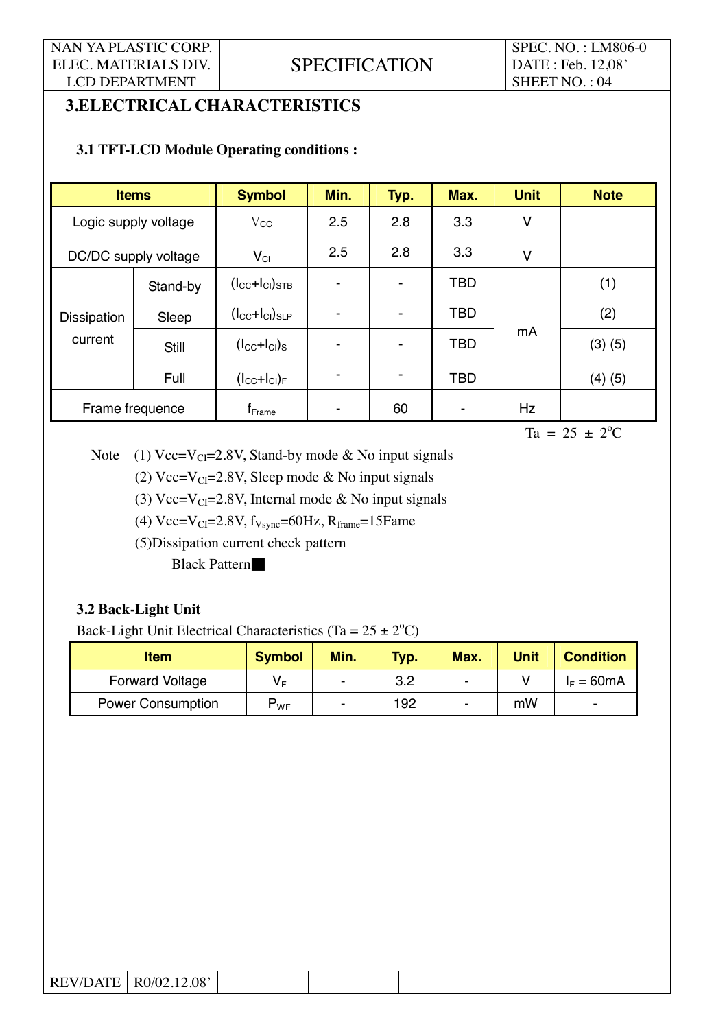# 3.ELECTRICAL CHARACTERISTICS

### 3.1 TFT-LCD Module Operating conditions :

| Items | | Symbol | Min. | Typ. | Max. | Unit | Note |
|---|---|---|---|---|---|---|---|
| Logic supply voltage | | $V_{CC}$ | 2.5 | 2.8 | 3.3 | V | |
| DC/DC supply voltage | | $V_{CI}$ | 2.5 | 2.8 | 3.3 | V | |
| Dissipation current | Stand-by | $(I_{CC}+I_{CI})_{STB}$ | - | - | TBD | mA | (1) |
| | Sleep | $(I_{CC}+I_{CI})_{SLP}$ | - | - | TBD | | (2) |
| | Still | $(I_{CC}+I_{CI})_{S}$ | - | - | TBD | | (3) (5) |
| | Full | $(I_{CC}+I_{CI})_{F}$ | - | - | TBD | | (4) (5) |
| Frame frequence | | $f_{Frame}$ | - | 60 | - | Hz | |

Ta = 25 ± 2°C

Note (1) $Vcc=V_{CI}$=2.8V, Stand-by mode & No input signals

(2) $Vcc=V_{CI}$=2.8V, Sleep mode & No input signals

(3) $Vcc=V_{CI}$=2.8V, Internal mode & No input signals

(4) $Vcc=V_{CI}$=2.8V, $f_{Vsync}$=60Hz, $R_{frame}$=15Fame

(5)Dissipation current check pattern

Black Pattern■

### 3.2 Back-Light Unit

Back-Light Unit Electrical Characteristics (Ta = 25 ± 2°C)

| Item | Symbol | Min. | Typ. | Max. | Unit | Condition |
|---|---|---|---|---|---|---|
| Forward Voltage | $V_F$ | - | 3.2 | - | V | $I_F$ = 60mA |
| Power Consumption | $P_{WF}$ | - | 192 | - | mW | - |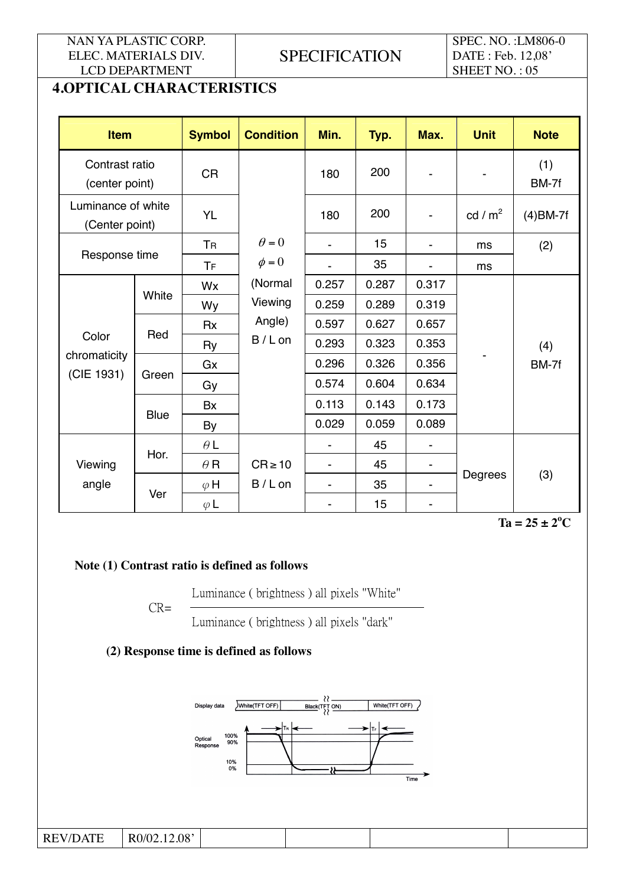## 4.OPTICAL CHARACTERISTICS

| Item | | Symbol | Condition | Min. | Typ. | Max. | Unit | Note |
|---|---|---|---|---|---|---|---|---|
| Contrast ratio (center point) | | CR | $\theta=0$ $\phi=0$ (Normal Viewing Angle) B / L on | 180 | 200 | - | - | (1) BM-7f |
| Luminance of white (Center point) | | YL | | 180 | 200 | - | cd / m$^2$ | (4)BM-7f |
| Response time | | $T_R$ | | - | 15 | - | ms | (2) |
| | | $T_F$ | | - | 35 | - | ms | |
| Color chromaticity (CIE 1931) | White | Wx | | 0.257 | 0.287 | 0.317 | - | (4) BM-7f |
| | | Wy | | 0.259 | 0.289 | 0.319 | | |
| | Red | Rx | | 0.597 | 0.627 | 0.657 | | |
| | | Ry | | 0.293 | 0.323 | 0.353 | | |
| | Green | Gx | | 0.296 | 0.326 | 0.356 | | |
| | | Gy | | 0.574 | 0.604 | 0.634 | | |
| | Blue | Bx | | 0.113 | 0.143 | 0.173 | | |
| | | By | | 0.029 | 0.059 | 0.089 | | |
| Viewing angle | Hor. | $\theta$L | CR ≥ 10 B / L on | - | 45 | - | Degrees | (3) |
| | | $\theta$R | | - | 45 | - | | |
| | Ver | $\varphi$H | | - | 35 | - | | |
| | | $\varphi$L | | - | 15 | - | | |

**Ta = 25 ± 2°C**

**Note (1) Contrast ratio is defined as follows**

$$CR = \frac{\text{Luminance ( brightness ) all pixels "White"}}{\text{Luminance ( brightness ) all pixels "dark"}}$$

**(2) Response time is defined as follows**

Display data: White(TFT OFF) | Black(TFT ON) | White(TFT OFF)

Optical Response: 100%, 90%, 10%, 0% — $T_R$, $T_F$ — Time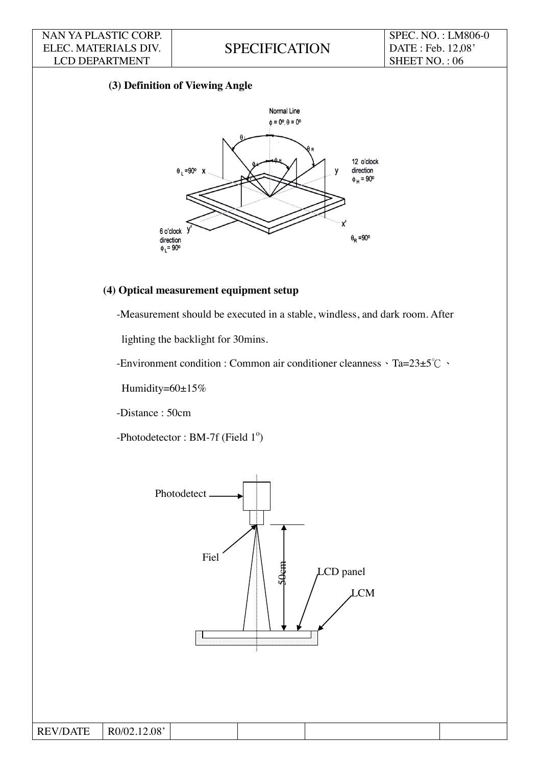### (3) Definition of Viewing Angle

### (4) Optical measurement equipment setup

-Measurement should be executed in a stable, windless, and dark room. After lighting the backlight for 30mins.

-Environment condition : Common air conditioner cleanness、Ta=23±5℃、Humidity=60±15%

-Distance : 50cm

-Photodetector : BM-7f (Field 1°)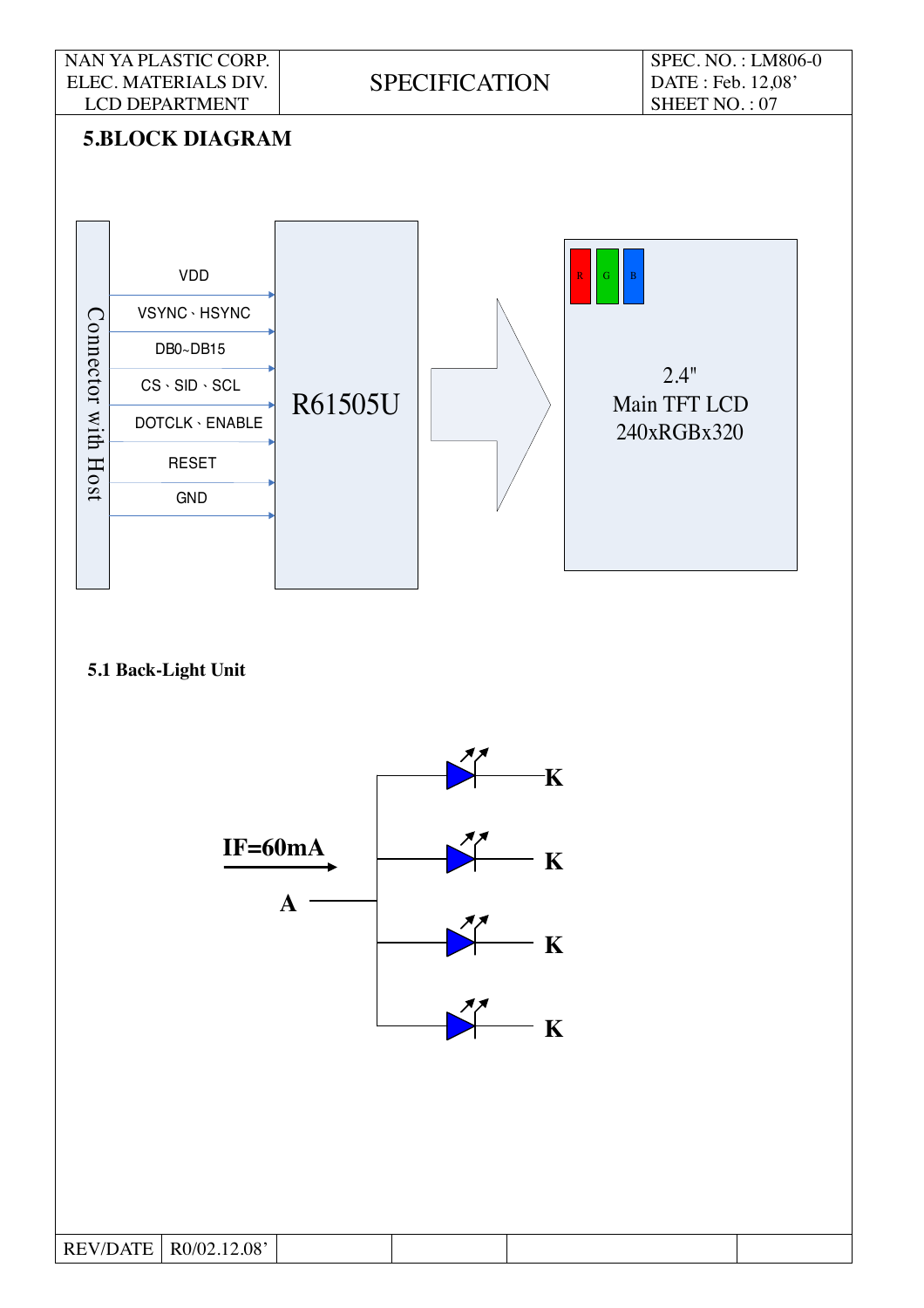## 5.BLOCK DIAGRAM

Connector with Host

VDD

VSYNC、HSYNC

DB0~DB15

CS、SID、SCL

DOTCLK、ENABLE

RESET

GND

R61505U

R G B

2.4"
Main TFT LCD
240xRGBx320

### 5.1 Back-Light Unit

IF=60mA

A

K

K

K

K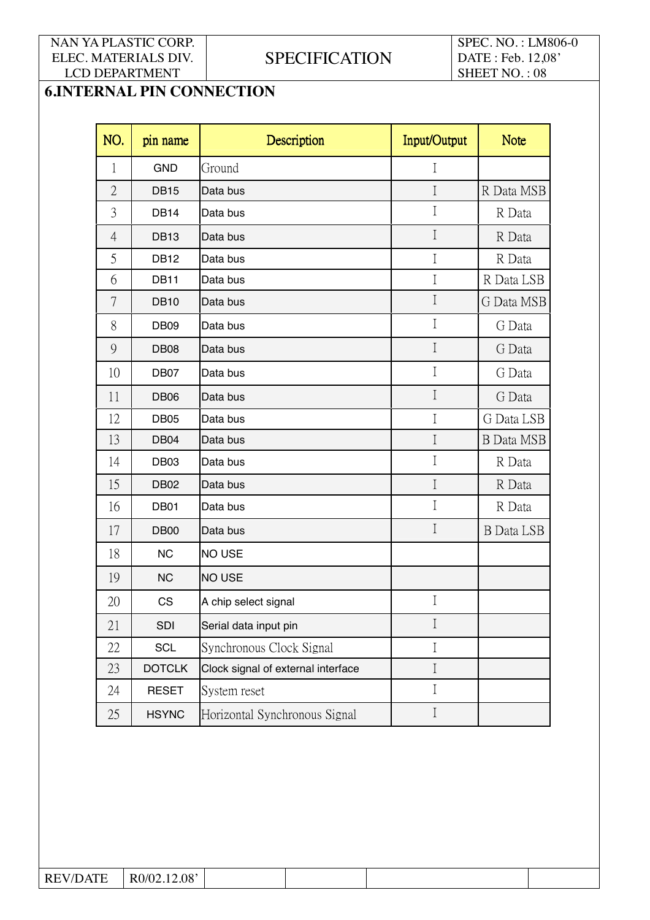## 6.INTERNAL PIN CONNECTION

| NO. | pin name | Description | Input/Output | Note |
|---|---|---|---|---|
| 1 | GND | Ground | I | |
| 2 | DB15 | Data bus | I | R Data MSB |
| 3 | DB14 | Data bus | I | R Data |
| 4 | DB13 | Data bus | I | R Data |
| 5 | DB12 | Data bus | I | R Data |
| 6 | DB11 | Data bus | I | R Data LSB |
| 7 | DB10 | Data bus | I | G Data MSB |
| 8 | DB09 | Data bus | I | G Data |
| 9 | DB08 | Data bus | I | G Data |
| 10 | DB07 | Data bus | I | G Data |
| 11 | DB06 | Data bus | I | G Data |
| 12 | DB05 | Data bus | I | G Data LSB |
| 13 | DB04 | Data bus | I | B Data MSB |
| 14 | DB03 | Data bus | I | R Data |
| 15 | DB02 | Data bus | I | R Data |
| 16 | DB01 | Data bus | I | R Data |
| 17 | DB00 | Data bus | I | B Data LSB |
| 18 | NC | NO USE | | |
| 19 | NC | NO USE | | |
| 20 | CS | A chip select signal | I | |
| 21 | SDI | Serial data input pin | I | |
| 22 | SCL | Synchronous Clock Signal | I | |
| 23 | DOTCLK | Clock signal of external interface | I | |
| 24 | RESET | System reset | I | |
| 25 | HSYNC | Horizontal Synchronous Signal | I | |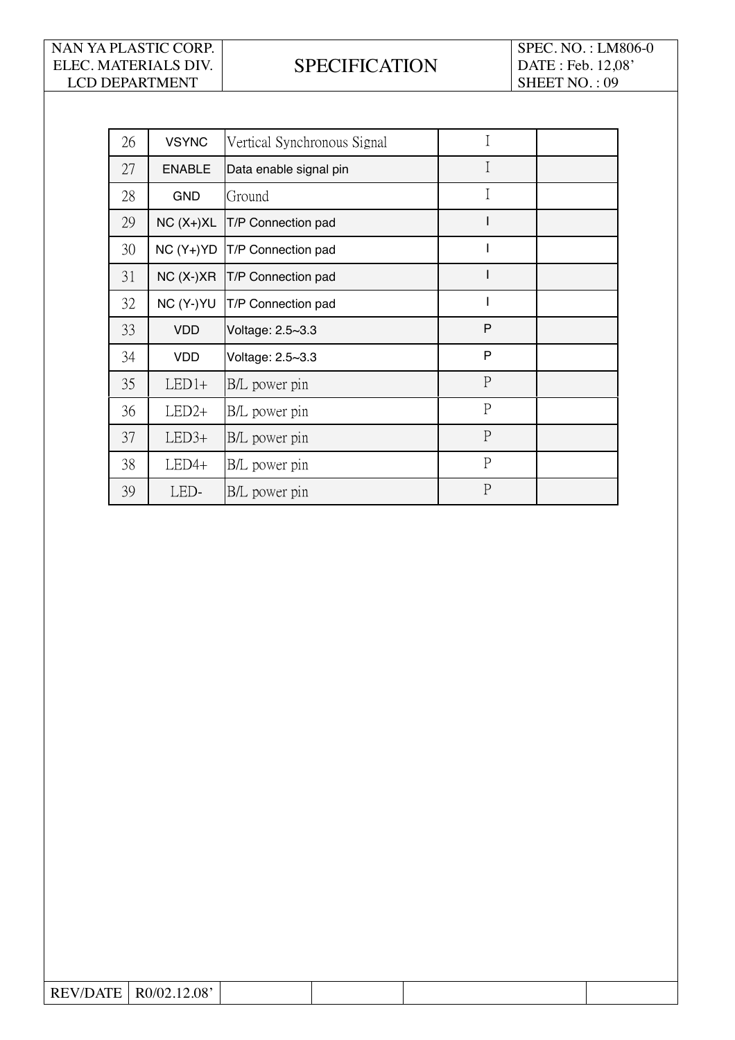| 26 | VSYNC | Vertical Synchronous Signal | I | |
|---|---|---|---|---|
| 27 | ENABLE | Data enable signal pin | I | |
| 28 | GND | Ground | I | |
| 29 | NC (X+)XL | T/P Connection pad | I | |
| 30 | NC (Y+)YD | T/P Connection pad | I | |
| 31 | NC (X-)XR | T/P Connection pad | I | |
| 32 | NC (Y-)YU | T/P Connection pad | I | |
| 33 | VDD | Voltage: 2.5~3.3 | P | |
| 34 | VDD | Voltage: 2.5~3.3 | P | |
| 35 | LED1+ | B/L power pin | P | |
| 36 | LED2+ | B/L power pin | P | |
| 37 | LED3+ | B/L power pin | P | |
| 38 | LED4+ | B/L power pin | P | |
| 39 | LED- | B/L power pin | P | |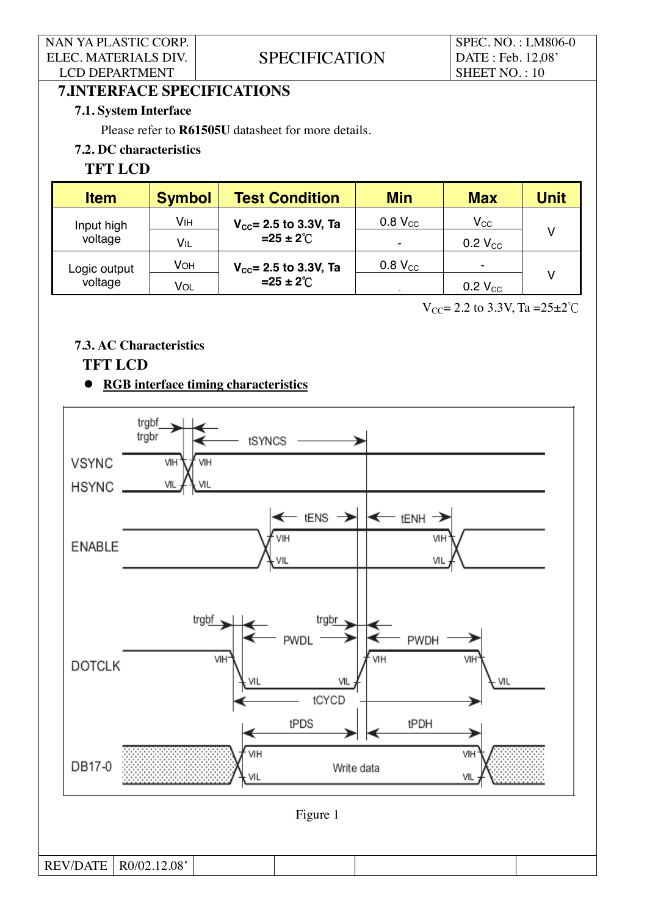## 7.INTERFACE SPECIFICATIONS

### 7.1. System Interface

Please refer to **R61505U** datasheet for more details.

### 7.2. DC characteristics

**TFT LCD**

| Item | Symbol | Test Condition | Min | Max | Unit |
|---|---|---|---|---|---|
| Input high voltage | $V_{IH}$ | $V_{CC}$= 2.5 to 3.3V, Ta =25 ± 2℃ | 0.8 $V_{CC}$ | $V_{CC}$ | V |
| | $V_{IL}$ | | - | 0.2 $V_{CC}$ | |
| Logic output voltage | $V_{OH}$ | $V_{CC}$= 2.5 to 3.3V, Ta =25 ± 2℃ | 0.8 $V_{CC}$ | - | V |
| | $V_{OL}$ | | - | 0.2 $V_{CC}$ | |

$V_{CC}$= 2.2 to 3.3V, Ta =25±2℃

### 7.3. AC Characteristics

**TFT LCD**

- **RGB interface timing characteristics**

Figure 1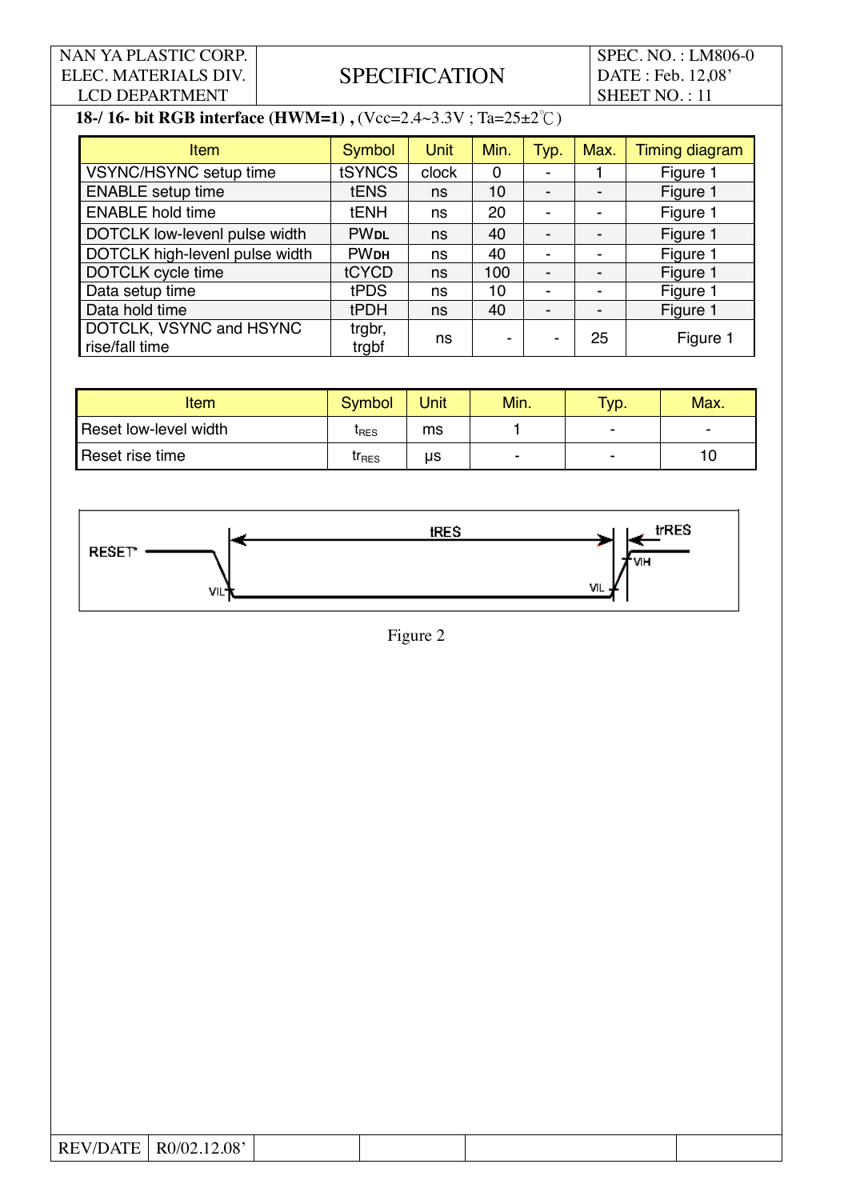**18-/ 16- bit RGB interface (HWM=1) ,** (Vcc=2.4~3.3V ; Ta=25±2℃)

| Item | Symbol | Unit | Min. | Typ. | Max. | Timing diagram |
|---|---|---|---|---|---|---|
| VSYNC/HSYNC setup time | tSYNCS | clock | 0 | - | 1 | Figure 1 |
| ENABLE setup time | tENS | ns | 10 | - | - | Figure 1 |
| ENABLE hold time | tENH | ns | 20 | - | - | Figure 1 |
| DOTCLK low-levenl pulse width | $PW_{DL}$ | ns | 40 | - | - | Figure 1 |
| DOTCLK high-levenl pulse width | $PW_{DH}$ | ns | 40 | - | - | Figure 1 |
| DOTCLK cycle time | tCYCD | ns | 100 | - | - | Figure 1 |
| Data setup time | tPDS | ns | 10 | - | - | Figure 1 |
| Data hold time | tPDH | ns | 40 | - | - | Figure 1 |
| DOTCLK, VSYNC and HSYNC rise/fall time | trgbr, trgbf | ns | - | - | 25 | Figure 1 |

| Item | Symbol | Unit | Min. | Typ. | Max. |
|---|---|---|---|---|---|
| Reset low-level width | $t_{RES}$ | ms | 1 | - | - |
| Reset rise time | $tr_{RES}$ | μs | - | - | 10 |

Figure 2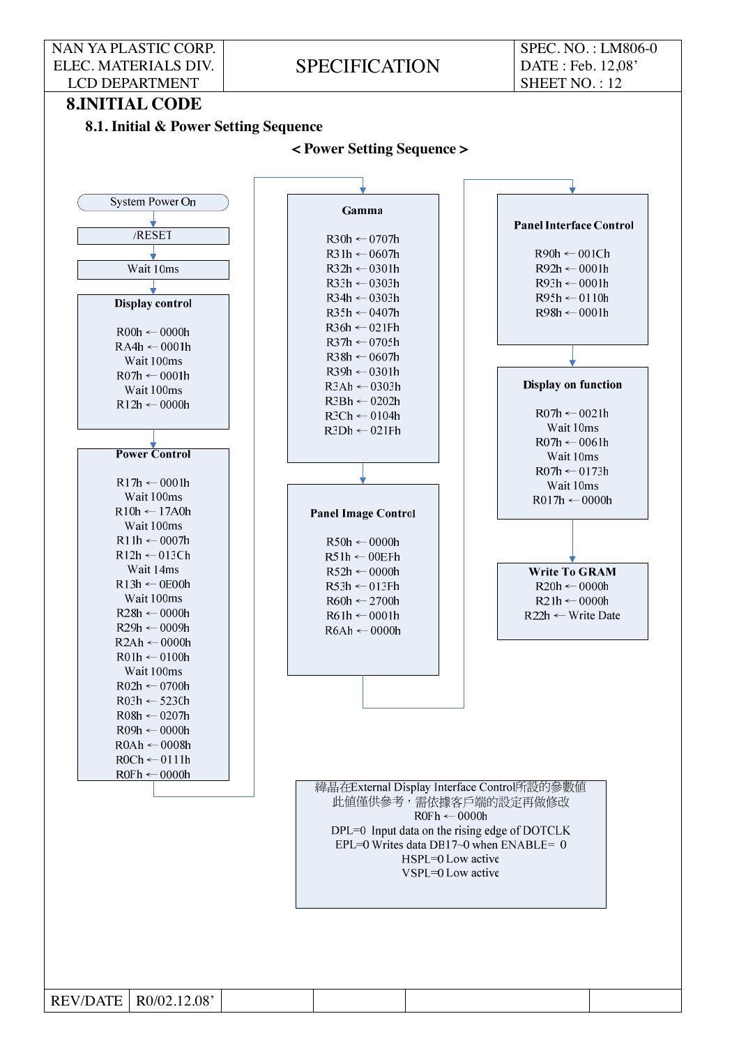# 8.INITIAL CODE

## 8.1. Initial & Power Setting Sequence

**< Power Setting Sequence >**

System Power On

/RESET

Wait 10ms

**Display control**

R00h ← 0000h
RA4h ← 0001h
Wait 100ms
R07h ← 0001h
Wait 100ms
R12h ← 0000h

**Power Control**

R17h ← 0001h
Wait 100ms
R10h ← 17A0h
Wait 100ms
R11h ← 0007h
R12h ← 013Ch
Wait 14ms
R13h ← 0E00h
Wait 100ms
R28h ← 0000h
R29h ← 0009h
R2Ah ← 0000h
R01h ← 0100h
Wait 100ms
R02h ← 0700h
R03h ← 5230h
R08h ← 0207h
R09h ← 0000h
R0Ah ← 0008h
R0Ch ← 0111h
R0Fh ← 0000h

**Gamma**

R30h ← 0707h
R31h ← 0607h
R32h ← 0301h
R33h ← 0303h
R34h ← 0303h
R35h ← 0407h
R36h ← 021Fh
R37h ← 0705h
R38h ← 0607h
R39h ← 0301h
R3Ah ← 0303h
R3Bh ← 0202h
R3Ch ← 0104h
R3Dh ← 021Fh

**Panel Image Control**

R50h ← 0000h
R51h ← 00EFh
R52h ← 0000h
R53h ← 013Fh
R60h ← 2700h
R61h ← 0001h
R6Ah ← 0000h

**Panel Interface Control**

R90h ← 001Ch
R92h ← 0001h
R93h ← 0001h
R95h ← 0110h
R98h ← 0001h

**Display on function**

R07h ← 0021h
Wait 10ms
R07h ← 0061h
Wait 10ms
R07h ← 0173h
Wait 10ms
R017h ← 0000h

**Write To GRAM**

R20h ← 0000h
R21h ← 0000h
R22h ← Write Date

締晶在External Display Interface Control所設的參數值
此值僅供參考，需依據客戶端的設定再做修改
R0Fh ← 0000h
DPL=0 Input data on the rising edge of DOTCLK
EPL=0 Writes data DB17~0 when ENABLE= 0
HSPL=0 Low active
VSPL=0 Low active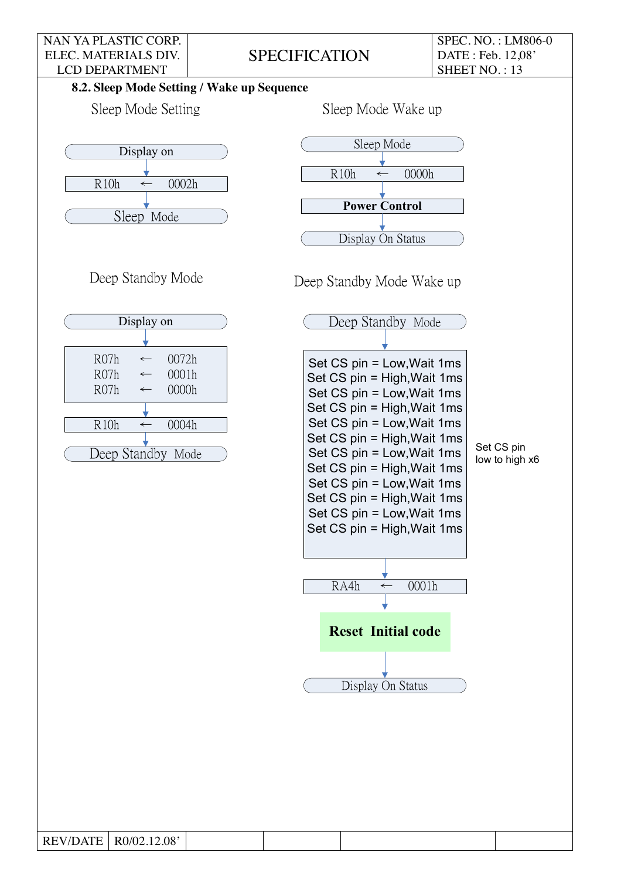### 8.2. Sleep Mode Setting / Wake up Sequence

**Sleep Mode Setting**

Display on

↓

R10h ← 0002h

↓

Sleep Mode

**Sleep Mode Wake up**

Sleep Mode

↓

R10h ← 0000h

↓

**Power Control**

↓

Display On Status

**Deep Standby Mode**

Display on

↓

R07h ← 0072h
R07h ← 0001h
R07h ← 0000h

↓

R10h ← 0004h

↓

Deep Standby Mode

**Deep Standby Mode Wake up**

Deep Standby Mode

↓

Set CS pin = Low,Wait 1ms
Set CS pin = High,Wait 1ms
Set CS pin = Low,Wait 1ms
Set CS pin = High,Wait 1ms
Set CS pin = Low,Wait 1ms
Set CS pin = High,Wait 1ms
Set CS pin = Low,Wait 1ms
Set CS pin = High,Wait 1ms
Set CS pin = Low,Wait 1ms
Set CS pin = High,Wait 1ms
Set CS pin = Low,Wait 1ms
Set CS pin = High,Wait 1ms

Set CS pin low to high x6

↓

RA4h ← 0001h

↓

**Reset Initial code**

↓

Display On Status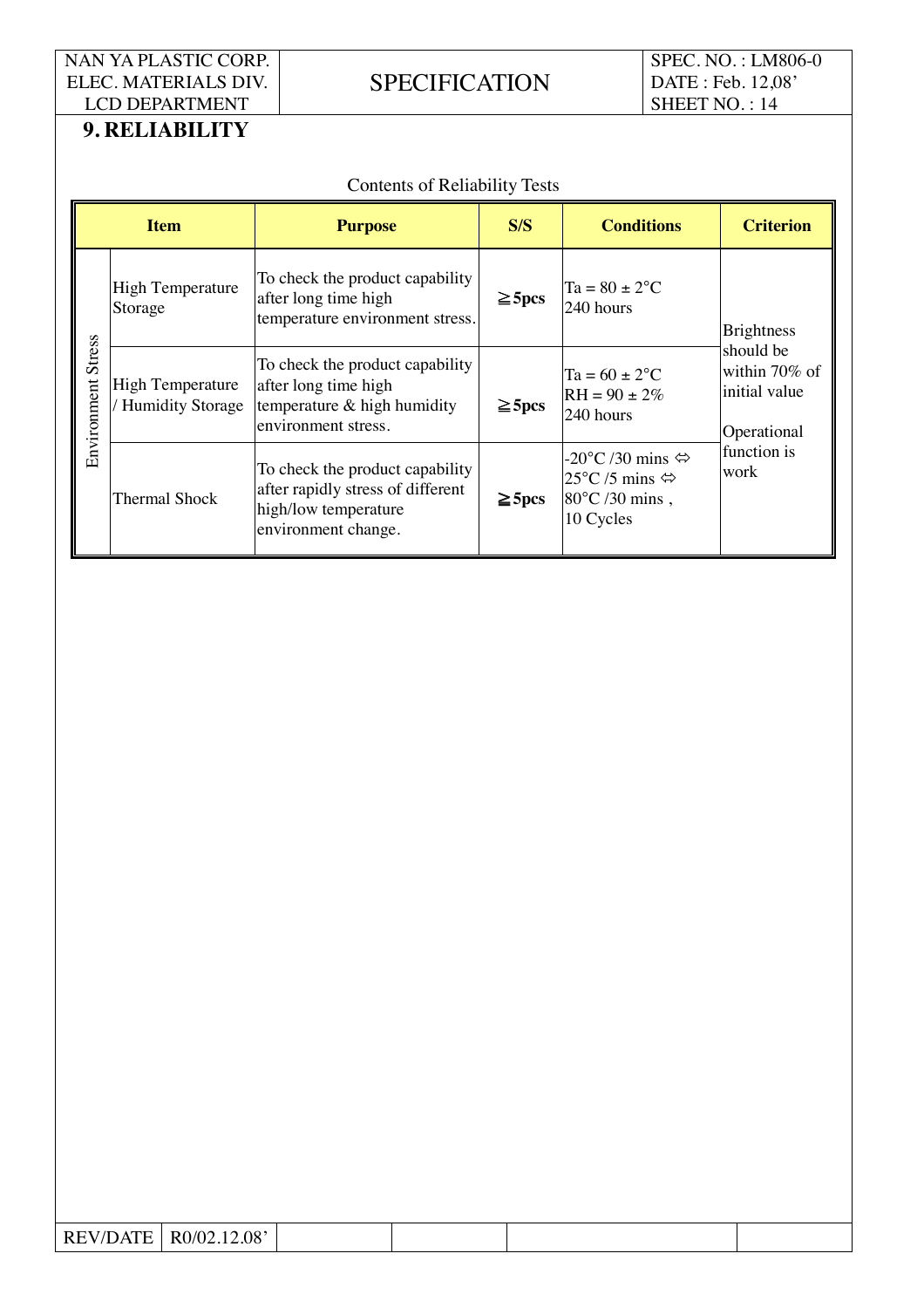## 9. RELIABILITY

Contents of Reliability Tests

| Item | | Purpose | S/S | Conditions | Criterion |
|---|---|---|---|---|---|
| Environment Stress | High Temperature Storage | To check the product capability after long time high temperature environment stress. | ≧5pcs | Ta = 80 ± 2°C<br>240 hours | Brightness should be within 70% of initial value<br><br>Operational function is work |
| | High Temperature / Humidity Storage | To check the product capability after long time high temperature & high humidity environment stress. | ≧5pcs | Ta = 60 ± 2°C<br>RH = 90 ± 2%<br>240 hours | |
| | Thermal Shock | To check the product capability after rapidly stress of different high/low temperature environment change. | ≧5pcs | -20°C /30 mins ⇔<br>25°C /5 mins ⇔<br>80°C /30 mins ,<br>10 Cycles | |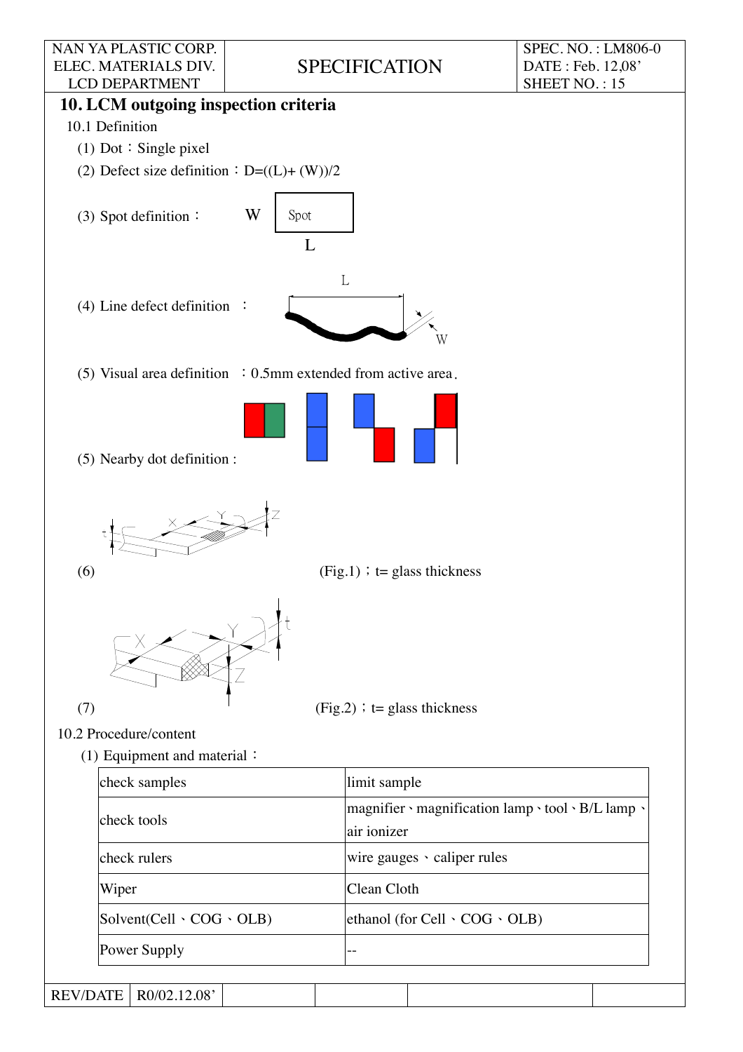## 10. LCM outgoing inspection criteria

10.1 Definition

(1) Dot：Single pixel

(2) Defect size definition：$D=((L)+(W))/2$

(3) Spot definition：

W Spot L

(4) Line defect definition ：

L W

(5) Visual area definition ：0.5mm extended from active area.

(5) Nearby dot definition :

(6) (Fig.1)；t= glass thickness

(7) (Fig.2)；t= glass thickness

10.2 Procedure/content

(1) Equipment and material：

| check samples | limit sample |
|---|---|
| check tools | magnifier、magnification lamp、tool、B/L lamp、air ionizer |
| check rulers | wire gauges、caliper rules |
| Wiper | Clean Cloth |
| Solvent(Cell、COG、OLB) | ethanol (for Cell、COG、OLB) |
| Power Supply | -- |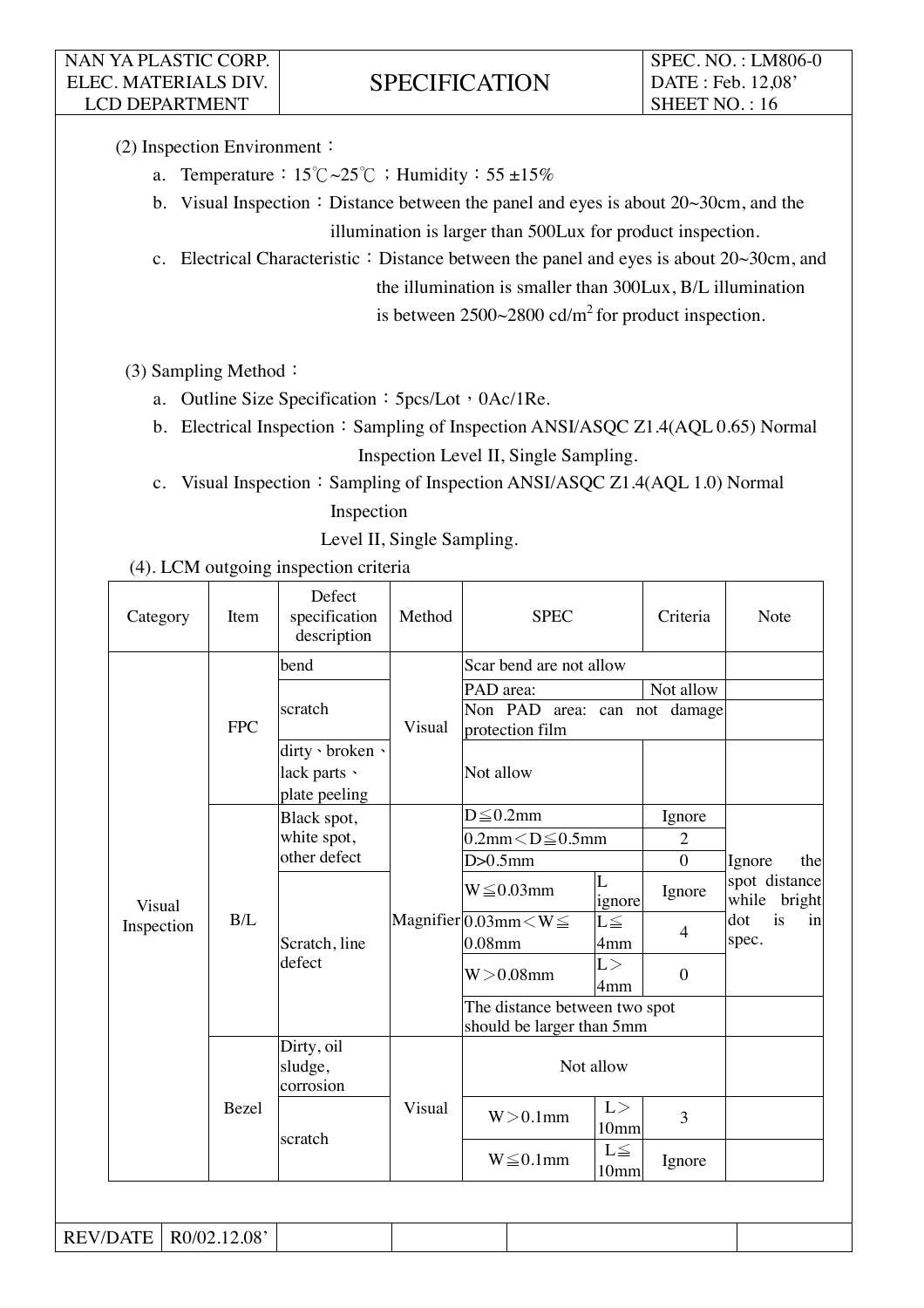(2) Inspection Environment：

a. Temperature：15℃~25℃；Humidity：55 ±15%

b. Visual Inspection：Distance between the panel and eyes is about 20~30cm, and the illumination is larger than 500Lux for product inspection.

c. Electrical Characteristic：Distance between the panel and eyes is about 20~30cm, and the illumination is smaller than 300Lux, B/L illumination is between 2500~2800 cd/$m^2$ for product inspection.

(3) Sampling Method：

a. Outline Size Specification：5pcs/Lot，0Ac/1Re.

b. Electrical Inspection：Sampling of Inspection ANSI/ASQC Z1.4(AQL 0.65) Normal Inspection Level II, Single Sampling.

c. Visual Inspection：Sampling of Inspection ANSI/ASQC Z1.4(AQL 1.0) Normal Inspection Level II, Single Sampling.

(4). LCM outgoing inspection criteria

| Category | Item | Defect specification description | Method | SPEC | | Criteria | Note |
|---|---|---|---|---|---|---|---|
| Visual Inspection | FPC | bend | Visual | Scar bend are not allow | | | |
| | | scratch | | PAD area: | | Not allow | |
| | | | | Non PAD area: can not damage protection film | | | |
| | | dirty、broken、lack parts、plate peeling | | Not allow | | | |
| | B/L | Black spot, white spot, other defect | Magnifier | D≦0.2mm | | Ignore | Ignore the spot distance while bright dot is in spec. |
| | | | | 0.2mm＜D≦0.5mm | | 2 | |
| | | | | D>0.5mm | | 0 | |
| | | Scratch, line defect | | W≦0.03mm | L ignore | Ignore | |
| | | | | 0.03mm＜W≦0.08mm | L≦4mm | 4 | |
| | | | | W＞0.08mm | L＞4mm | 0 | |
| | | | | The distance between two spot should be larger than 5mm | | | |
| | Bezel | Dirty, oil sludge, corrosion | Visual | Not allow | | | |
| | | scratch | | W＞0.1mm | L＞10mm | 3 | |
| | | | | W≦0.1mm | L≦10mm | Ignore | |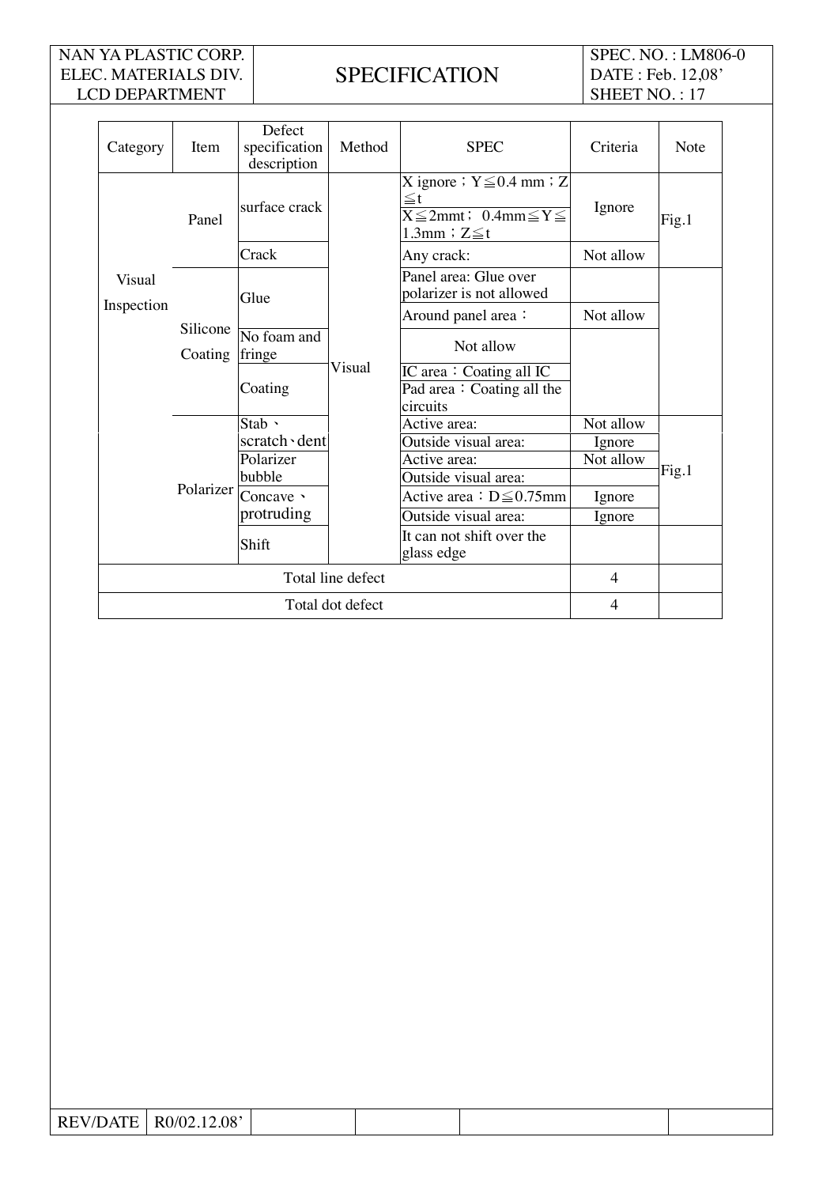| Category | Item | Defect specification description | Method | SPEC | Criteria | Note |
|---|---|---|---|---|---|---|
| Visual Inspection | Panel | surface crack | Visual | X ignore；Y≦0.4 mm；Z≦t | Ignore | Fig.1 |
| | | | | X≦2mmt； 0.4mm≦Y≦1.3mm；Z≦t | | |
| | | Crack | | Any crack: | Not allow | |
| | Silicone Coating | Glue | | Panel area: Glue over polarizer is not allowed | | |
| | | | | Around panel area： | Not allow | |
| | | No foam and fringe | | Not allow | | |
| | | Coating | | IC area：Coating all IC | | |
| | | | | Pad area：Coating all the circuits | | |
| | Polarizer | Stab、scratch、dent | | Active area: | Not allow | Fig.1 |
| | | | | Outside visual area: | Ignore | |
| | | Polarizer bubble | | Active area: | Not allow | |
| | | | | Outside visual area: | | |
| | | Concave、protruding | | Active area：D≦0.75mm | Ignore | |
| | | | | Outside visual area: | Ignore | |
| | | Shift | | It can not shift over the glass edge | | |
| Total line defect | | | | | 4 | |
| Total dot defect | | | | | 4 | |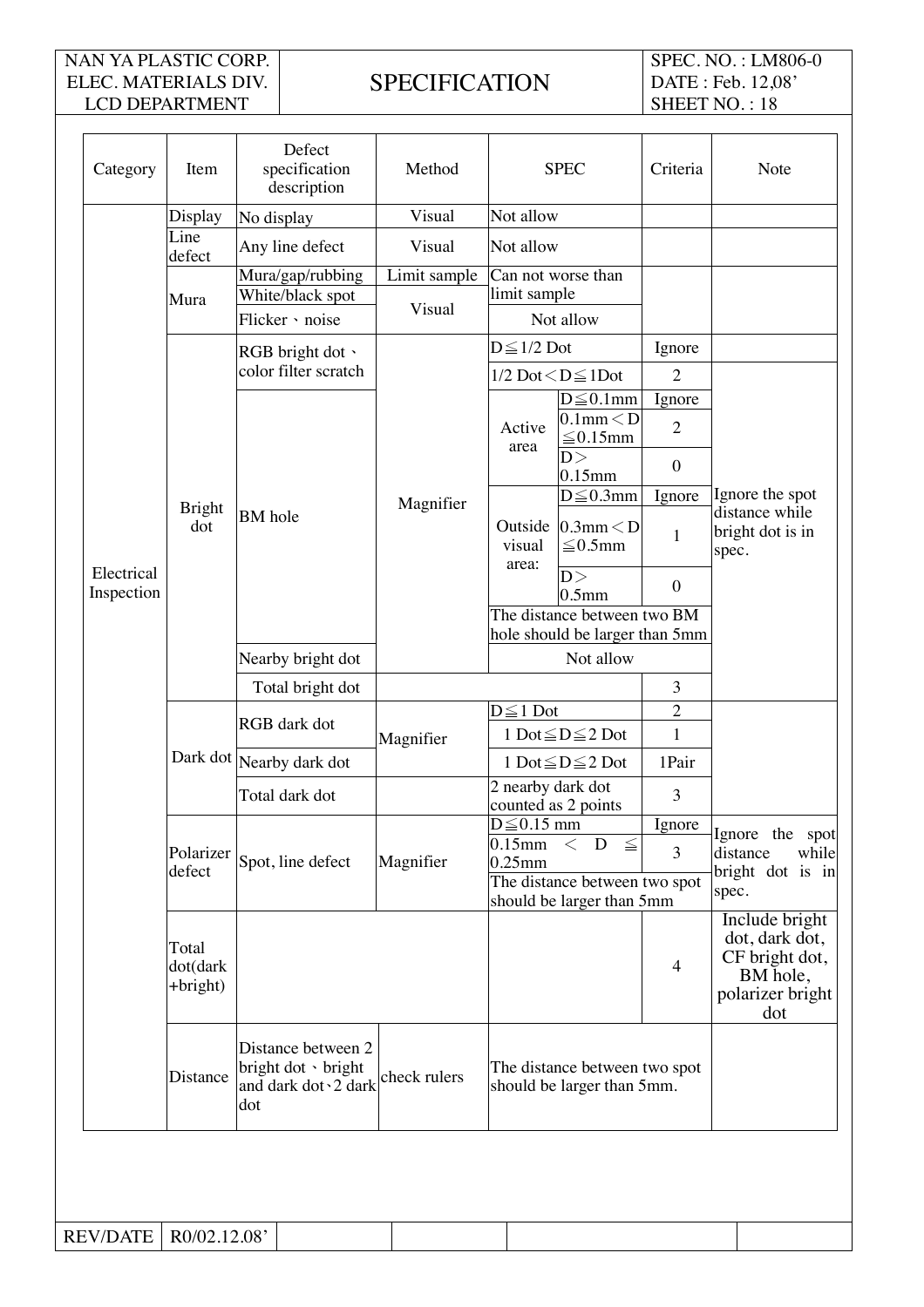| Category | Item | Defect specification description | Method | SPEC | | Criteria | Note |
|---|---|---|---|---|---|---|---|
| Electrical Inspection | Display | No display | Visual | Not allow | | | |
| | Line defect | Any line defect | Visual | Not allow | | | |
| | Mura | Mura/gap/rubbing | Limit sample | Can not worse than limit sample | | | |
| | | White/black spot | Visual | | | | |
| | | Flicker、noise | | Not allow | | | |
| | Bright dot | RGB bright dot、color filter scratch | Magnifier | D≦1/2 Dot | | Ignore | |
| | | | | 1/2 Dot＜D≦1Dot | | 2 | Ignore the spot distance while bright dot is in spec. |
| | | BM hole | | Active area | D≦0.1mm | Ignore | |
| | | | | | 0.1mm＜D≦0.15mm | 2 | |
| | | | | | D＞0.15mm | 0 | |
| | | | | Outside visual area: | D≦0.3mm | Ignore | |
| | | | | | 0.3mm＜D≦0.5mm | 1 | |
| | | | | | D＞0.5mm | 0 | |
| | | | | The distance between two BM hole should be larger than 5mm | | | |
| | | Nearby bright dot | | Not allow | | | |
| | | Total bright dot | | | | 3 | |
| | Dark dot | RGB dark dot | Magnifier | D≦1 Dot | | 2 | |
| | | | | 1 Dot≦D≦2 Dot | | 1 | |
| | | Nearby dark dot | | 1 Dot≦D≦2 Dot | | 1Pair | |
| | | Total dark dot | | 2 nearby dark dot counted as 2 points | | 3 | |
| | Polarizer defect | Spot, line defect | Magnifier | D≦0.15 mm | | Ignore | Ignore the spot distance while bright dot is in spec. |
| | | | | 0.15mm ＜ D ≦ 0.25mm | | 3 | |
| | | | | The distance between two spot should be larger than 5mm | | | |
| | Total dot(dark +bright) | | | | | 4 | Include bright dot, dark dot, CF bright dot, BM hole, polarizer bright dot |
| | Distance | Distance between 2 bright dot、bright and dark dot、2 dark dot | check rulers | The distance between two spot should be larger than 5mm. | | | |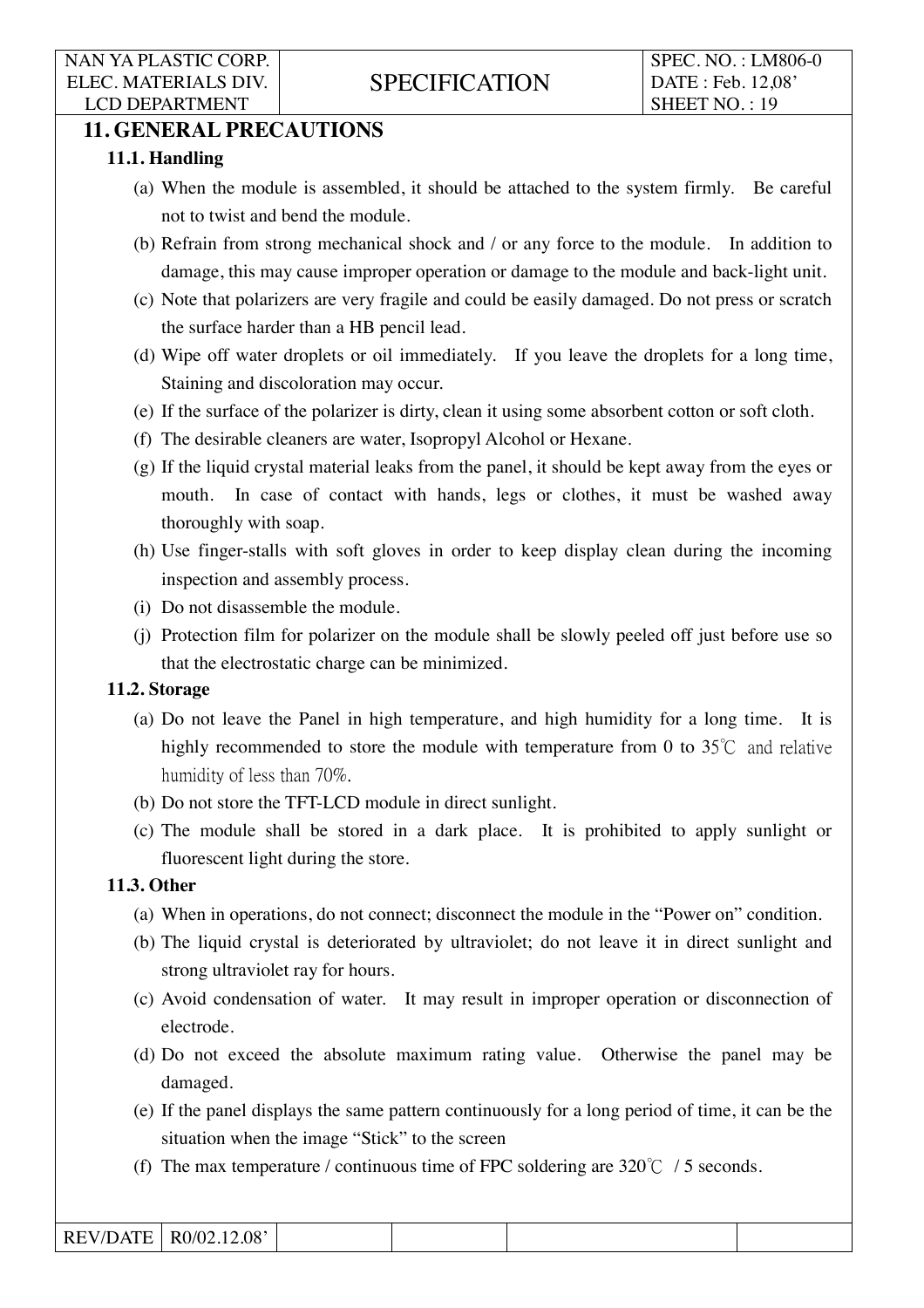## 11. GENERAL PRECAUTIONS

### 11.1. Handling

(a) When the module is assembled, it should be attached to the system firmly. Be careful not to twist and bend the module.

(b) Refrain from strong mechanical shock and / or any force to the module. In addition to damage, this may cause improper operation or damage to the module and back-light unit.

(c) Note that polarizers are very fragile and could be easily damaged. Do not press or scratch the surface harder than a HB pencil lead.

(d) Wipe off water droplets or oil immediately. If you leave the droplets for a long time, Staining and discoloration may occur.

(e) If the surface of the polarizer is dirty, clean it using some absorbent cotton or soft cloth.

(f) The desirable cleaners are water, Isopropyl Alcohol or Hexane.

(g) If the liquid crystal material leaks from the panel, it should be kept away from the eyes or mouth. In case of contact with hands, legs or clothes, it must be washed away thoroughly with soap.

(h) Use finger-stalls with soft gloves in order to keep display clean during the incoming inspection and assembly process.

(i) Do not disassemble the module.

(j) Protection film for polarizer on the module shall be slowly peeled off just before use so that the electrostatic charge can be minimized.

### 11.2. Storage

(a) Do not leave the Panel in high temperature, and high humidity for a long time. It is highly recommended to store the module with temperature from 0 to 35℃ and relative humidity of less than 70%.

(b) Do not store the TFT-LCD module in direct sunlight.

(c) The module shall be stored in a dark place. It is prohibited to apply sunlight or fluorescent light during the store.

### 11.3. Other

(a) When in operations, do not connect; disconnect the module in the "Power on" condition.

(b) The liquid crystal is deteriorated by ultraviolet; do not leave it in direct sunlight and strong ultraviolet ray for hours.

(c) Avoid condensation of water. It may result in improper operation or disconnection of electrode.

(d) Do not exceed the absolute maximum rating value. Otherwise the panel may be damaged.

(e) If the panel displays the same pattern continuously for a long period of time, it can be the situation when the image "Stick" to the screen

(f) The max temperature / continuous time of FPC soldering are 320℃ / 5 seconds.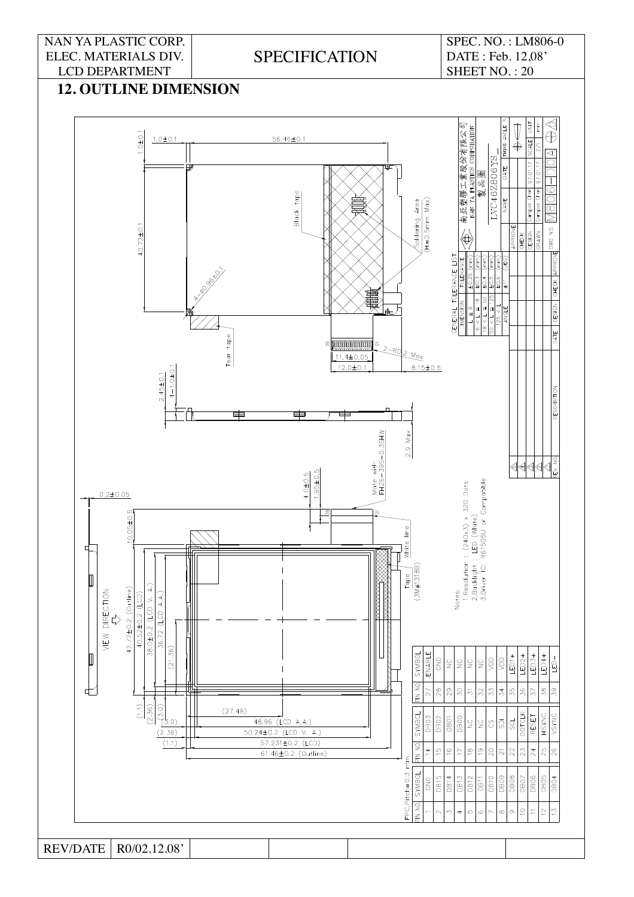## 12. OUTLINE DIMENSION

1.0±0.1
56.46±0.1
1.0±0.1
40.72±0.1
4-φ0.96±0.1
Black tape
Soldering Area
(H=0.5mm Max)
Tear tape
39
1
2-R0.2 Max
11.4±0.05
12.0±0.1
8.15±0.5
2.45±0.1
4-1.0±0.1
2.9 Max
Mate with:
FH26-39S-0.3SHW
4.0±0.5
1.95±0.5
0.2±0.05
10.05±0.5
39
1
White line
Tape
(3M#318B)
VIEW DIRECTION
42.72±0.2 (Outline)
40.52±0.2 (LCD)
38.0±0.2 (LCD V. A.)
36.72 (LCD A.A.)
(21.36)
(1.1)
(2.36)
(3.0)
(3.0)
(27.48)
48.96 (LCD A.A.)
(2.36)
50.24±0.2 (LCD V. A.)
(1.1)
57.231±0.2 (LCD)
61.46±0.2 (Outline)

Notes:
1.Resolution : (240x3) x 320 Dots
2.Backlight : LED (White)
3.Driver IC: R61505U or Compatible

FPC,Pitch=0.3 mm

| PIN NO | SYMBOL | PIN NO | SYMBOL | PIN NO | SYMBOL |
|---|---|---|---|---|---|
| 1 | GND | 14 | DB03 | 27 | ENABLE |
| 2 | DB15 | 15 | DB02 | 28 | GND |
| 3 | DB14 | 16 | DB01 | 29 | NC |
| 4 | DB13 | 17 | DB00 | 30 | NC |
| 5 | DB12 | 18 | NC | 31 | NC |
| 6 | DB11 | 19 | NC | 32 | NC |
| 7 | DB10 | 20 | CS | 33 | VDD |
| 8 | DB09 | 21 | SDI | 34 | VDD |
| 9 | DB08 | 22 | SCL | 35 | LED1+ |
| 10 | DB07 | 23 | DOTCLK | 36 | LED2+ |
| 11 | DB06 | 24 | RESET | 37 | LED3+ |
| 12 | DB05 | 25 | HSYNC | 38 | LED4+ |
| 13 | DB04 | 26 | VSYNC | 39 | LED- |

GENERAL TOLERANCE LIST

| DIMENSION | TOLERANCE |
|---|---|
| L ≦ 6 | ±0.25 (mm) |
| 6 < L ≦ 18 | ±0.3 (mm) |
| 18 < L ≦ 50 | ±0.4 (mm) |
| 50 < L ≦ 125 | ±0.5 (mm) |
| 125 < L | ±0.6 (mm) |
| ANGLE | ±1° (DEG) |

南亞塑膠工業股份有限公司
NAN YA PLASTICS CORPORATION
製品圖
LVC46Z806YS_

| | NAME | DATE | THIRD ANGLE P. |
|---|---|---|---|
| APPROVE | | | |
| CHECK | | | SCALE 2/1 |
| DESIGN | Campos Chen | 97.01.17 | UNIT mm |
| DRAWN | Campos Chen | 97.01.17 | |

DWG NO. M806-D01A

| REV. NO | DESCRIPTION | DATE | DESIGN | CHECK | APPROVE |
|---|---|---|---|---|---|
| | | | | | |

| REV/DATE | R0/02.12.08' | | | | |
|---|---|---|---|---|---|